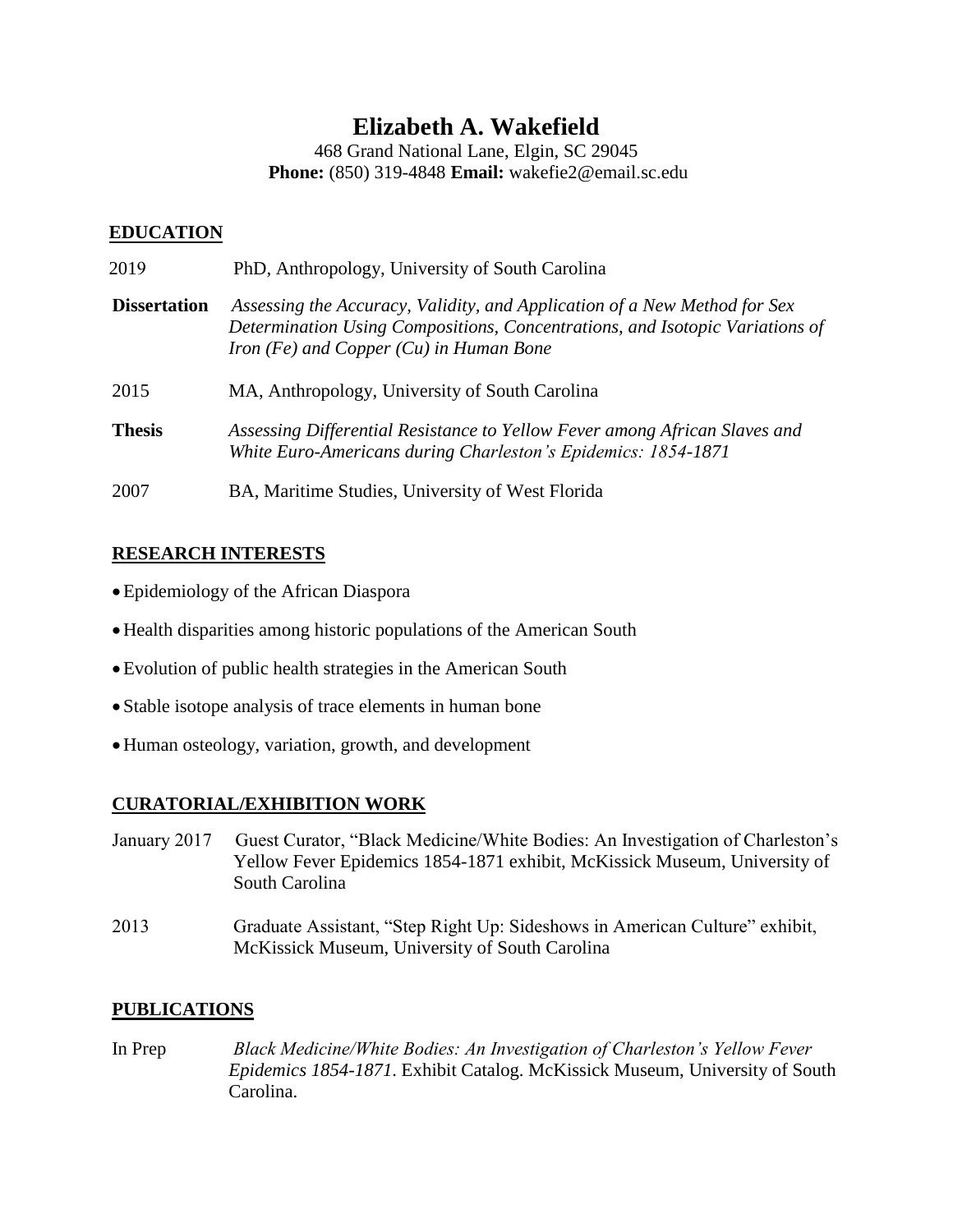# Elizabeth A. Wakefield

468 Grand National Lane, Elgin, SC 29045
**Phone:** (850) 319-4848 **Email:** wakefie2@email.sc.edu

## EDUCATION

2019 PhD, Anthropology, University of South Carolina

**Dissertation** *Assessing the Accuracy, Validity, and Application of a New Method for Sex Determination Using Compositions, Concentrations, and Isotopic Variations of Iron (Fe) and Copper (Cu) in Human Bone*

2015 MA, Anthropology, University of South Carolina

**Thesis** *Assessing Differential Resistance to Yellow Fever among African Slaves and White Euro-Americans during Charleston's Epidemics: 1854-1871*

2007 BA, Maritime Studies, University of West Florida

## RESEARCH INTERESTS

- Epidemiology of the African Diaspora
- Health disparities among historic populations of the American South
- Evolution of public health strategies in the American South
- Stable isotope analysis of trace elements in human bone
- Human osteology, variation, growth, and development

## CURATORIAL/EXHIBITION WORK

January 2017 Guest Curator, "Black Medicine/White Bodies: An Investigation of Charleston's Yellow Fever Epidemics 1854-1871 exhibit, McKissick Museum, University of South Carolina

2013 Graduate Assistant, "Step Right Up: Sideshows in American Culture" exhibit, McKissick Museum, University of South Carolina

## PUBLICATIONS

In Prep *Black Medicine/White Bodies: An Investigation of Charleston's Yellow Fever Epidemics 1854-1871*. Exhibit Catalog. McKissick Museum, University of South Carolina.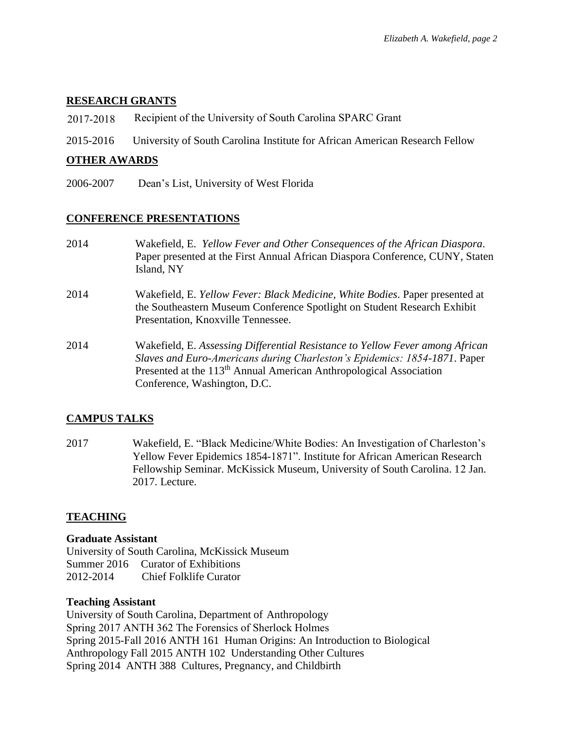## RESEARCH GRANTS

2017-2018 Recipient of the University of South Carolina SPARC Grant

2015-2016 University of South Carolina Institute for African American Research Fellow

## OTHER AWARDS

2006-2007 Dean's List, University of West Florida

## CONFERENCE PRESENTATIONS

2014 Wakefield, E. *Yellow Fever and Other Consequences of the African Diaspora*. Paper presented at the First Annual African Diaspora Conference, CUNY, Staten Island, NY

2014 Wakefield, E. *Yellow Fever: Black Medicine, White Bodies*. Paper presented at the Southeastern Museum Conference Spotlight on Student Research Exhibit Presentation, Knoxville Tennessee.

2014 Wakefield, E. *Assessing Differential Resistance to Yellow Fever among African Slaves and Euro-Americans during Charleston's Epidemics: 1854-1871*. Paper Presented at the 113th Annual American Anthropological Association Conference, Washington, D.C.

## CAMPUS TALKS

2017 Wakefield, E. "Black Medicine/White Bodies: An Investigation of Charleston's Yellow Fever Epidemics 1854-1871". Institute for African American Research Fellowship Seminar. McKissick Museum, University of South Carolina. 12 Jan. 2017. Lecture.

## TEACHING

**Graduate Assistant**
University of South Carolina, McKissick Museum
Summer 2016 Curator of Exhibitions
2012-2014 Chief Folklife Curator

**Teaching Assistant**
University of South Carolina, Department of Anthropology
Spring 2017 ANTH 362 The Forensics of Sherlock Holmes
Spring 2015-Fall 2016 ANTH 161 Human Origins: An Introduction to Biological Anthropology
Fall 2015 ANTH 102 Understanding Other Cultures
Spring 2014 ANTH 388 Cultures, Pregnancy, and Childbirth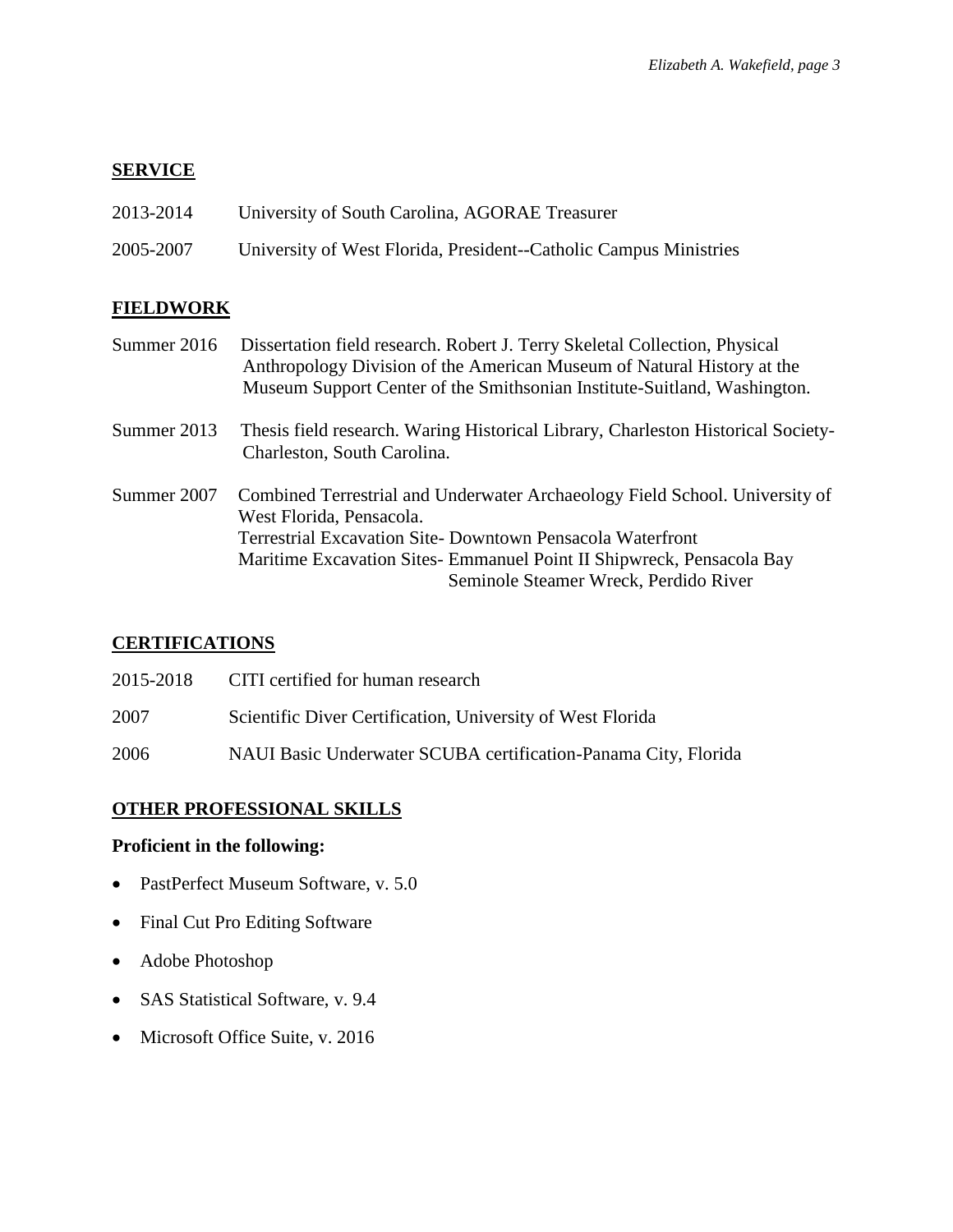## SERVICE

2013-2014 University of South Carolina, AGORAE Treasurer

2005-2007 University of West Florida, President--Catholic Campus Ministries

## FIELDWORK

Summer 2016 Dissertation field research. Robert J. Terry Skeletal Collection, Physical Anthropology Division of the American Museum of Natural History at the Museum Support Center of the Smithsonian Institute-Suitland, Washington.

Summer 2013 Thesis field research. Waring Historical Library, Charleston Historical Society-Charleston, South Carolina.

Summer 2007 Combined Terrestrial and Underwater Archaeology Field School. University of West Florida, Pensacola.
Terrestrial Excavation Site- Downtown Pensacola Waterfront
Maritime Excavation Sites- Emmanuel Point II Shipwreck, Pensacola Bay
Seminole Steamer Wreck, Perdido River

## CERTIFICATIONS

2015-2018 CITI certified for human research

2007 Scientific Diver Certification, University of West Florida

2006 NAUI Basic Underwater SCUBA certification-Panama City, Florida

## OTHER PROFESSIONAL SKILLS

**Proficient in the following:**

- PastPerfect Museum Software, v. 5.0
- Final Cut Pro Editing Software
- Adobe Photoshop
- SAS Statistical Software, v. 9.4
- Microsoft Office Suite, v. 2016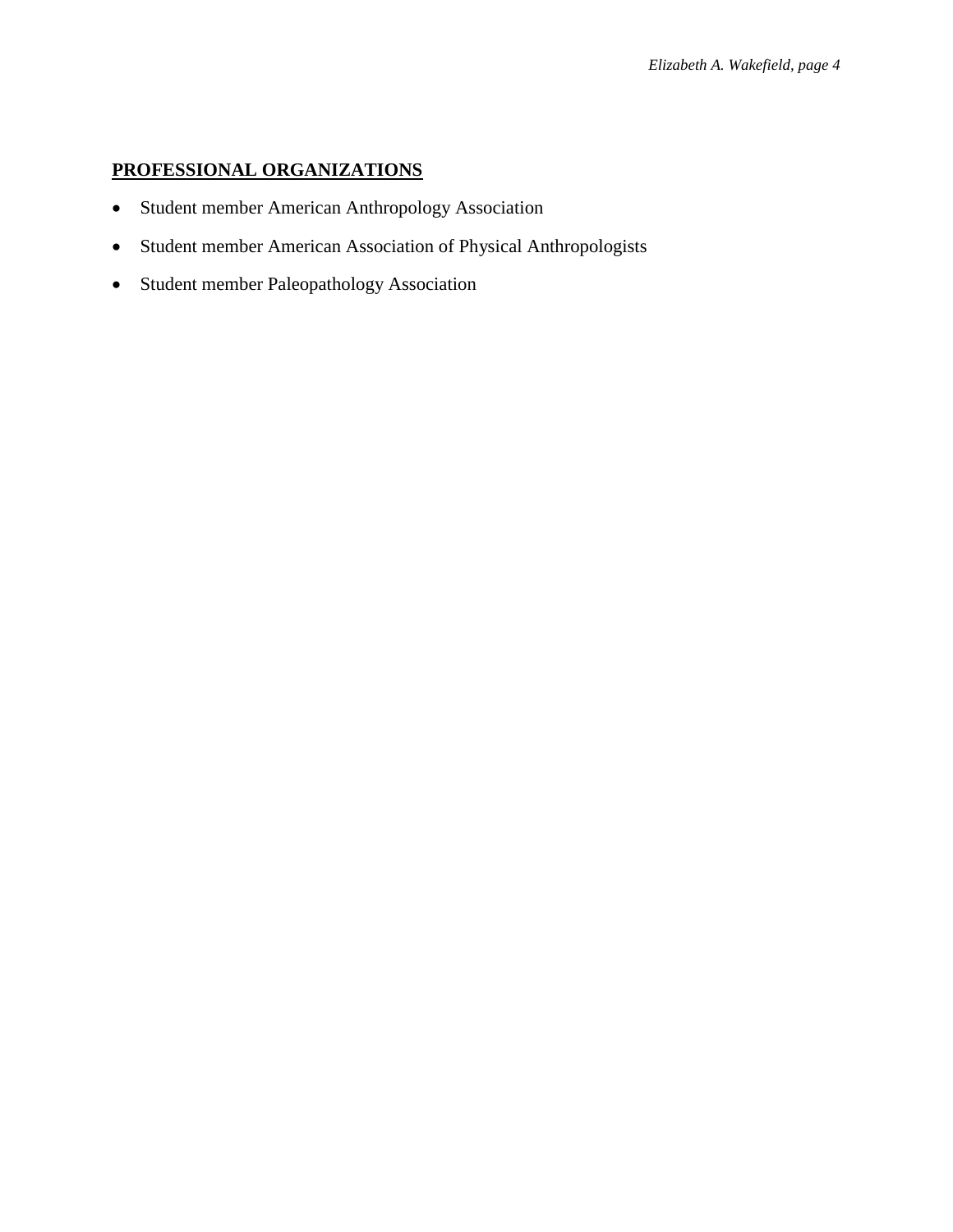## PROFESSIONAL ORGANIZATIONS

- Student member American Anthropology Association
- Student member American Association of Physical Anthropologists
- Student member Paleopathology Association